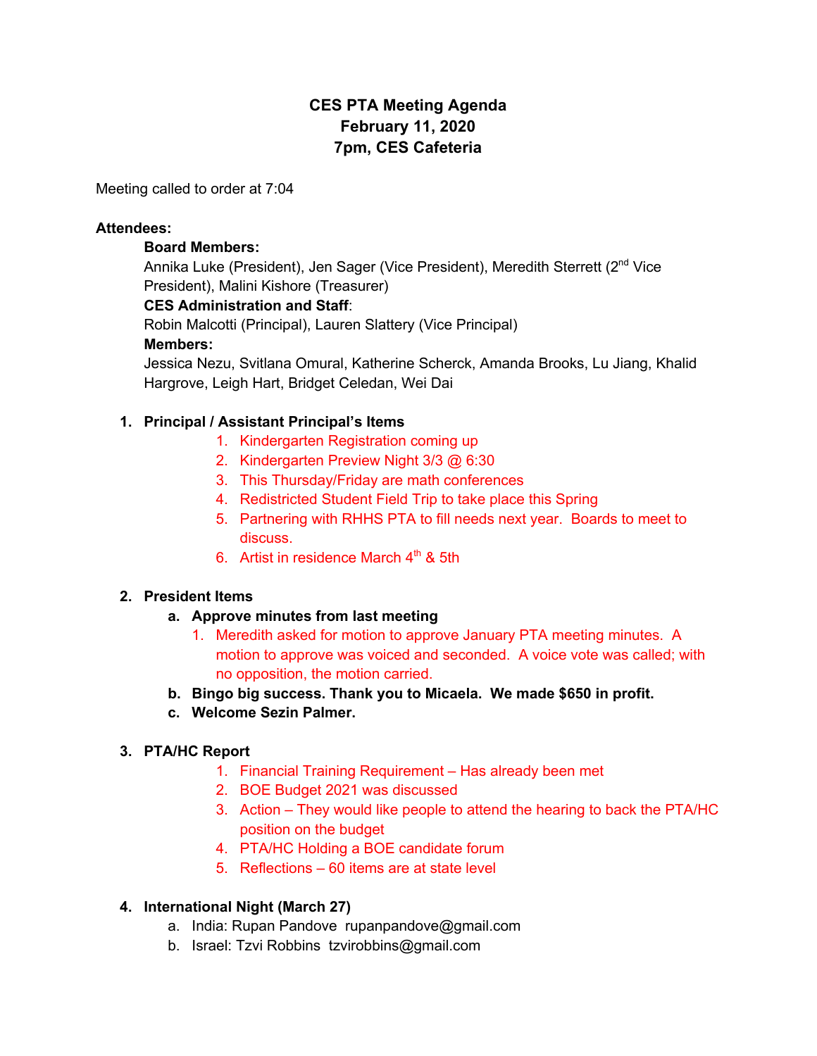# CES PTA Meeting Agenda
## February 11, 2020
## 7pm, CES Cafeteria

Meeting called to order at 7:04

**Attendees:**

**Board Members:**
Annika Luke (President), Jen Sager (Vice President), Meredith Sterrett (2nd Vice President), Malini Kishore (Treasurer)

**CES Administration and Staff**:
Robin Malcotti (Principal), Lauren Slattery (Vice Principal)

**Members:**
Jessica Nezu, Svitlana Omural, Katherine Scherck, Amanda Brooks, Lu Jiang, Khalid Hargrove, Leigh Hart, Bridget Celedan, Wei Dai

1. **Principal / Assistant Principal's Items**
    1. Kindergarten Registration coming up
    2. Kindergarten Preview Night 3/3 @ 6:30
    3. This Thursday/Friday are math conferences
    4. Redistricted Student Field Trip to take place this Spring
    5. Partnering with RHHS PTA to fill needs next year. Boards to meet to discuss.
    6. Artist in residence March 4th & 5th

2. **President Items**
    a. **Approve minutes from last meeting**
        1. Meredith asked for motion to approve January PTA meeting minutes. A motion to approve was voiced and seconded. A voice vote was called; with no opposition, the motion carried.

    b. **Bingo big success. Thank you to Micaela. We made $650 in profit.**

    c. **Welcome Sezin Palmer.**

3. **PTA/HC Report**
    1. Financial Training Requirement – Has already been met
    2. BOE Budget 2021 was discussed
    3. Action – They would like people to attend the hearing to back the PTA/HC position on the budget
    4. PTA/HC Holding a BOE candidate forum
    5. Reflections – 60 items are at state level

4. **International Night (March 27)**
    a. India: Rupan Pandove rupanpandove@gmail.com
    b. Israel: Tzvi Robbins tzvirobbins@gmail.com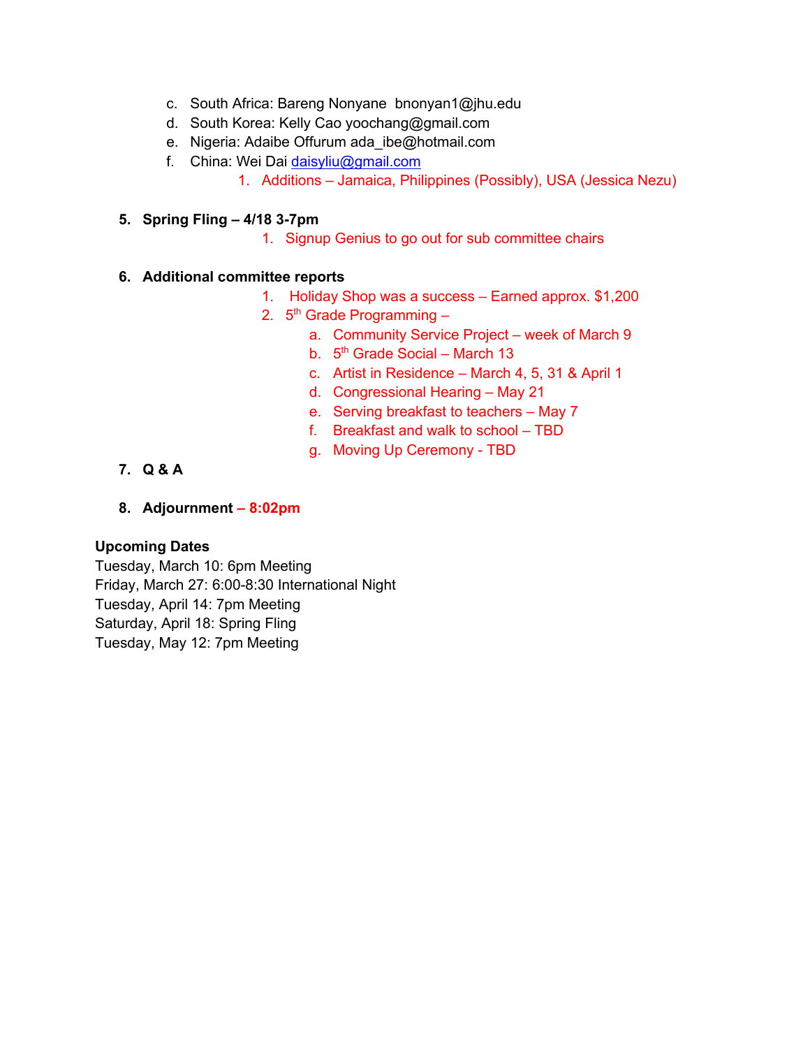c. South Africa: Bareng Nonyane bnonyan1@jhu.edu
   d. South Korea: Kelly Cao yoochang@gmail.com
   e. Nigeria: Adaibe Offurum ada_ibe@hotmail.com
   f. China: Wei Dai daisyliu@gmail.com
      1. Additions – Jamaica, Philippines (Possibly), USA (Jessica Nezu)

5. **Spring Fling – 4/18 3-7pm**
   1. Signup Genius to go out for sub committee chairs

6. **Additional committee reports**
   1. Holiday Shop was a success – Earned approx. $1,200
   2. 5th Grade Programming –
      a. Community Service Project – week of March 9
      b. 5th Grade Social – March 13
      c. Artist in Residence – March 4, 5, 31 & April 1
      d. Congressional Hearing – May 21
      e. Serving breakfast to teachers – May 7
      f. Breakfast and walk to school – TBD
      g. Moving Up Ceremony - TBD

7. **Q & A**

8. **Adjournment – 8:02pm**

**Upcoming Dates**

Tuesday, March 10: 6pm Meeting
Friday, March 27: 6:00-8:30 International Night
Tuesday, April 14: 7pm Meeting
Saturday, April 18: Spring Fling
Tuesday, May 12: 7pm Meeting